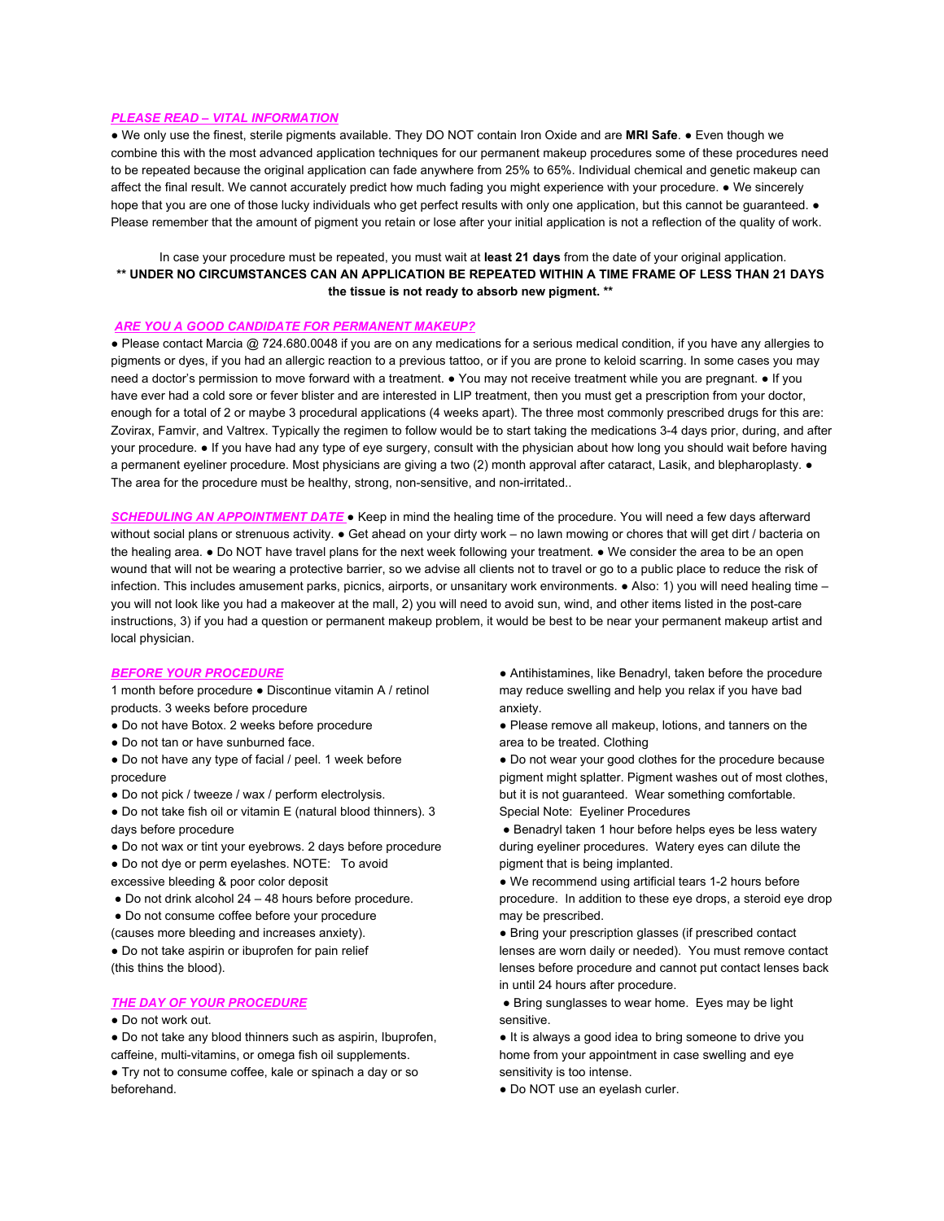***PLEASE READ – VITAL INFORMATION***

● We only use the finest, sterile pigments available. They DO NOT contain Iron Oxide and are **MRI Safe**. ● Even though we combine this with the most advanced application techniques for our permanent makeup procedures some of these procedures need to be repeated because the original application can fade anywhere from 25% to 65%. Individual chemical and genetic makeup can affect the final result. We cannot accurately predict how much fading you might experience with your procedure. ● We sincerely hope that you are one of those lucky individuals who get perfect results with only one application, but this cannot be guaranteed. ● Please remember that the amount of pigment you retain or lose after your initial application is not a reflection of the quality of work.

In case your procedure must be repeated, you must wait at **least 21 days** from the date of your original application.
**** UNDER NO CIRCUMSTANCES CAN AN APPLICATION BE REPEATED WITHIN A TIME FRAME OF LESS THAN 21 DAYS the tissue is not ready to absorb new pigment. ****

***ARE YOU A GOOD CANDIDATE FOR PERMANENT MAKEUP?***

● Please contact Marcia @ 724.680.0048 if you are on any medications for a serious medical condition, if you have any allergies to pigments or dyes, if you had an allergic reaction to a previous tattoo, or if you are prone to keloid scarring. In some cases you may need a doctor's permission to move forward with a treatment. ● You may not receive treatment while you are pregnant. ● If you have ever had a cold sore or fever blister and are interested in LIP treatment, then you must get a prescription from your doctor, enough for a total of 2 or maybe 3 procedural applications (4 weeks apart). The three most commonly prescribed drugs for this are: Zovirax, Famvir, and Valtrex. Typically the regimen to follow would be to start taking the medications 3-4 days prior, during, and after your procedure. ● If you have had any type of eye surgery, consult with the physician about how long you should wait before having a permanent eyeliner procedure. Most physicians are giving a two (2) month approval after cataract, Lasik, and blepharoplasty. ● The area for the procedure must be healthy, strong, non-sensitive, and non-irritated..

***SCHEDULING AN APPOINTMENT DATE*** ● Keep in mind the healing time of the procedure. You will need a few days afterward without social plans or strenuous activity. ● Get ahead on your dirty work – no lawn mowing or chores that will get dirt / bacteria on the healing area. ● Do NOT have travel plans for the next week following your treatment. ● We consider the area to be an open wound that will not be wearing a protective barrier, so we advise all clients not to travel or go to a public place to reduce the risk of infection. This includes amusement parks, picnics, airports, or unsanitary work environments. ● Also: 1) you will need healing time – you will not look like you had a makeover at the mall, 2) you will need to avoid sun, wind, and other items listed in the post-care instructions, 3) if you had a question or permanent makeup problem, it would be best to be near your permanent makeup artist and local physician.

***BEFORE YOUR PROCEDURE***

1 month before procedure ● Discontinue vitamin A / retinol products. 3 weeks before procedure
● Do not have Botox. 2 weeks before procedure
● Do not tan or have sunburned face.
● Do not have any type of facial / peel. 1 week before procedure
● Do not pick / tweeze / wax / perform electrolysis.
● Do not take fish oil or vitamin E (natural blood thinners). 3 days before procedure
● Do not wax or tint your eyebrows. 2 days before procedure
● Do not dye or perm eyelashes. NOTE: To avoid excessive bleeding & poor color deposit
● Do not drink alcohol 24 – 48 hours before procedure.
● Do not consume coffee before your procedure (causes more bleeding and increases anxiety).
● Do not take aspirin or ibuprofen for pain relief (this thins the blood).

***THE DAY OF YOUR PROCEDURE***

● Do not work out.
● Do not take any blood thinners such as aspirin, Ibuprofen, caffeine, multi-vitamins, or omega fish oil supplements.
● Try not to consume coffee, kale or spinach a day or so beforehand.
● Antihistamines, like Benadryl, taken before the procedure may reduce swelling and help you relax if you have bad anxiety.
● Please remove all makeup, lotions, and tanners on the area to be treated. Clothing
● Do not wear your good clothes for the procedure because pigment might splatter. Pigment washes out of most clothes, but it is not guaranteed. Wear something comfortable.

Special Note: Eyeliner Procedures

● Benadryl taken 1 hour before helps eyes be less watery during eyeliner procedures. Watery eyes can dilute the pigment that is being implanted.
● We recommend using artificial tears 1-2 hours before procedure. In addition to these eye drops, a steroid eye drop may be prescribed.
● Bring your prescription glasses (if prescribed contact lenses are worn daily or needed). You must remove contact lenses before procedure and cannot put contact lenses back in until 24 hours after procedure.
● Bring sunglasses to wear home. Eyes may be light sensitive.
● It is always a good idea to bring someone to drive you home from your appointment in case swelling and eye sensitivity is too intense.
● Do NOT use an eyelash curler.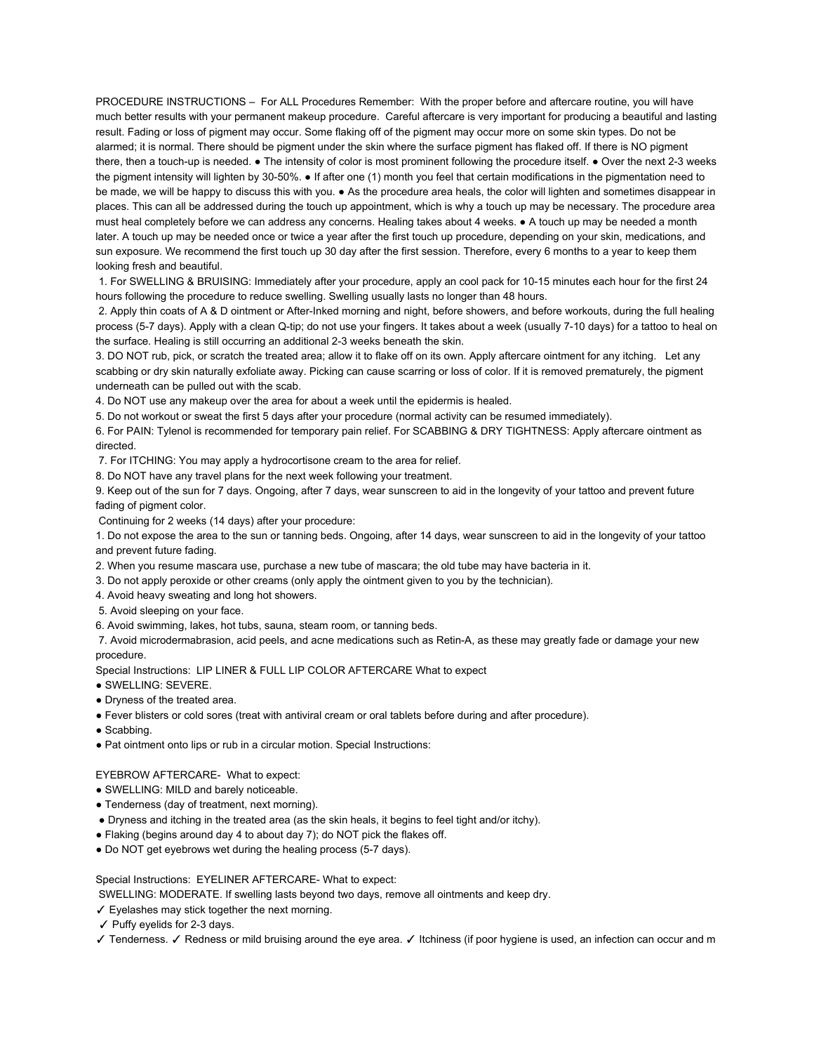PROCEDURE INSTRUCTIONS – For ALL Procedures Remember: With the proper before and aftercare routine, you will have much better results with your permanent makeup procedure. Careful aftercare is very important for producing a beautiful and lasting result. Fading or loss of pigment may occur. Some flaking off of the pigment may occur more on some skin types. Do not be alarmed; it is normal. There should be pigment under the skin where the surface pigment has flaked off. If there is NO pigment there, then a touch-up is needed. ● The intensity of color is most prominent following the procedure itself. ● Over the next 2-3 weeks the pigment intensity will lighten by 30-50%. ● If after one (1) month you feel that certain modifications in the pigmentation need to be made, we will be happy to discuss this with you. ● As the procedure area heals, the color will lighten and sometimes disappear in places. This can all be addressed during the touch up appointment, which is why a touch up may be necessary. The procedure area must heal completely before we can address any concerns. Healing takes about 4 weeks. ● A touch up may be needed a month later. A touch up may be needed once or twice a year after the first touch up procedure, depending on your skin, medications, and sun exposure. We recommend the first touch up 30 day after the first session. Therefore, every 6 months to a year to keep them looking fresh and beautiful.

1. For SWELLING & BRUISING: Immediately after your procedure, apply an cool pack for 10-15 minutes each hour for the first 24 hours following the procedure to reduce swelling. Swelling usually lasts no longer than 48 hours.
2. Apply thin coats of A & D ointment or After-Inked morning and night, before showers, and before workouts, during the full healing process (5-7 days). Apply with a clean Q-tip; do not use your fingers. It takes about a week (usually 7-10 days) for a tattoo to heal on the surface. Healing is still occurring an additional 2-3 weeks beneath the skin.
3. DO NOT rub, pick, or scratch the treated area; allow it to flake off on its own. Apply aftercare ointment for any itching. Let any scabbing or dry skin naturally exfoliate away. Picking can cause scarring or loss of color. If it is removed prematurely, the pigment underneath can be pulled out with the scab.
4. Do NOT use any makeup over the area for about a week until the epidermis is healed.
5. Do not workout or sweat the first 5 days after your procedure (normal activity can be resumed immediately).
6. For PAIN: Tylenol is recommended for temporary pain relief. For SCABBING & DRY TIGHTNESS: Apply aftercare ointment as directed.
7. For ITCHING: You may apply a hydrocortisone cream to the area for relief.
8. Do NOT have any travel plans for the next week following your treatment.
9. Keep out of the sun for 7 days. Ongoing, after 7 days, wear sunscreen to aid in the longevity of your tattoo and prevent future fading of pigment color.

Continuing for 2 weeks (14 days) after your procedure:

1. Do not expose the area to the sun or tanning beds. Ongoing, after 14 days, wear sunscreen to aid in the longevity of your tattoo and prevent future fading.
2. When you resume mascara use, purchase a new tube of mascara; the old tube may have bacteria in it.
3. Do not apply peroxide or other creams (only apply the ointment given to you by the technician).
4. Avoid heavy sweating and long hot showers.
5. Avoid sleeping on your face.
6. Avoid swimming, lakes, hot tubs, sauna, steam room, or tanning beds.
7. Avoid microdermabrasion, acid peels, and acne medications such as Retin-A, as these may greatly fade or damage your new procedure.

Special Instructions: LIP LINER & FULL LIP COLOR AFTERCARE What to expect

- SWELLING: SEVERE.
- Dryness of the treated area.
- Fever blisters or cold sores (treat with antiviral cream or oral tablets before during and after procedure).
- Scabbing.
- Pat ointment onto lips or rub in a circular motion. Special Instructions:

EYEBROW AFTERCARE- What to expect:

- SWELLING: MILD and barely noticeable.
- Tenderness (day of treatment, next morning).
- Dryness and itching in the treated area (as the skin heals, it begins to feel tight and/or itchy).
- Flaking (begins around day 4 to about day 7); do NOT pick the flakes off.
- Do NOT get eyebrows wet during the healing process (5-7 days).

Special Instructions: EYELINER AFTERCARE- What to expect:

SWELLING: MODERATE. If swelling lasts beyond two days, remove all ointments and keep dry.

✓ Eyelashes may stick together the next morning.
✓ Puffy eyelids for 2-3 days.
✓ Tenderness. ✓ Redness or mild bruising around the eye area. ✓ Itchiness (if poor hygiene is used, an infection can occur and m